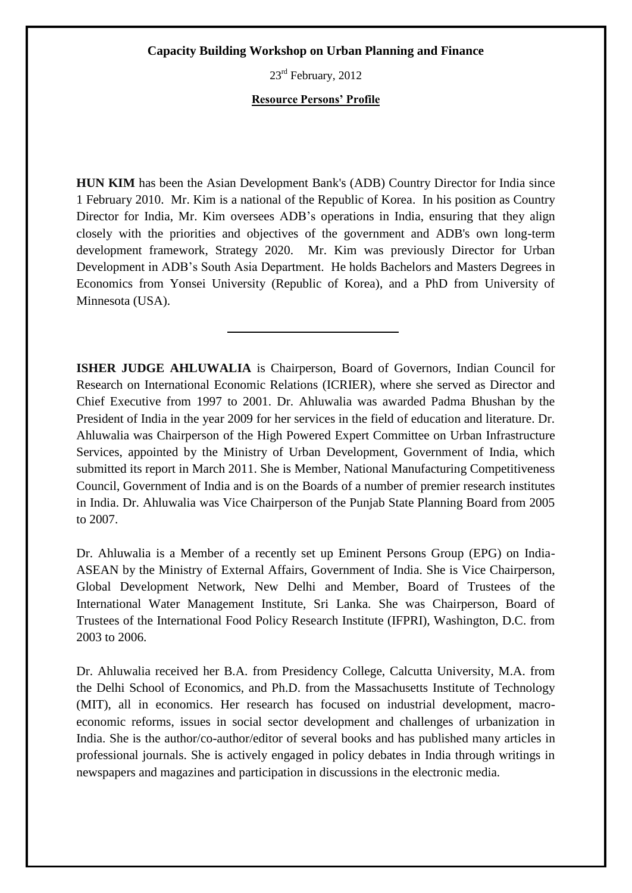**Capacity Building Workshop on Urban Planning and Finance**

23rd February, 2012

**Resource Persons' Profile**

**HUN KIM** has been the Asian Development Bank's (ADB) Country Director for India since 1 February 2010. Mr. Kim is a national of the Republic of Korea. In his position as Country Director for India, Mr. Kim oversees ADB's operations in India, ensuring that they align closely with the priorities and objectives of the government and ADB's own long-term development framework, Strategy 2020. Mr. Kim was previously Director for Urban Development in ADB's South Asia Department. He holds Bachelors and Masters Degrees in Economics from Yonsei University (Republic of Korea), and a PhD from University of Minnesota (USA).

---

**ISHER JUDGE AHLUWALIA** is Chairperson, Board of Governors, Indian Council for Research on International Economic Relations (ICRIER), where she served as Director and Chief Executive from 1997 to 2001. Dr. Ahluwalia was awarded Padma Bhushan by the President of India in the year 2009 for her services in the field of education and literature. Dr. Ahluwalia was Chairperson of the High Powered Expert Committee on Urban Infrastructure Services, appointed by the Ministry of Urban Development, Government of India, which submitted its report in March 2011. She is Member, National Manufacturing Competitiveness Council, Government of India and is on the Boards of a number of premier research institutes in India. Dr. Ahluwalia was Vice Chairperson of the Punjab State Planning Board from 2005 to 2007.

Dr. Ahluwalia is a Member of a recently set up Eminent Persons Group (EPG) on India-ASEAN by the Ministry of External Affairs, Government of India. She is Vice Chairperson, Global Development Network, New Delhi and Member, Board of Trustees of the International Water Management Institute, Sri Lanka. She was Chairperson, Board of Trustees of the International Food Policy Research Institute (IFPRI), Washington, D.C. from 2003 to 2006.

Dr. Ahluwalia received her B.A. from Presidency College, Calcutta University, M.A. from the Delhi School of Economics, and Ph.D. from the Massachusetts Institute of Technology (MIT), all in economics. Her research has focused on industrial development, macro-economic reforms, issues in social sector development and challenges of urbanization in India. She is the author/co-author/editor of several books and has published many articles in professional journals. She is actively engaged in policy debates in India through writings in newspapers and magazines and participation in discussions in the electronic media.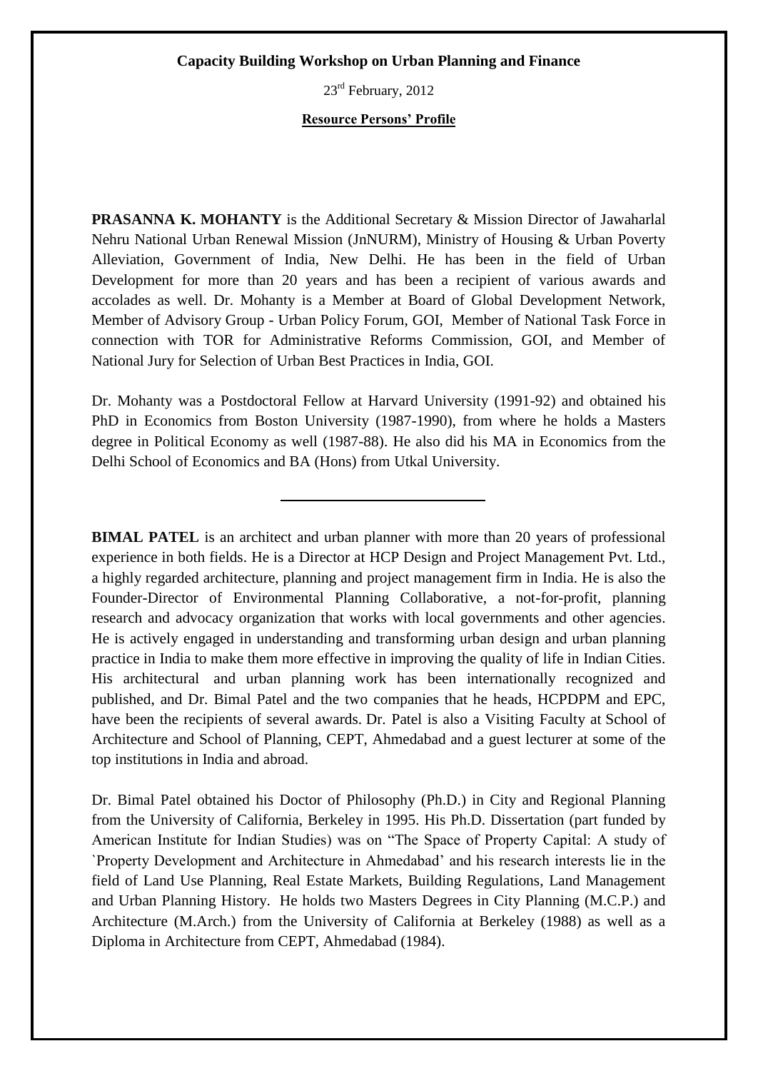**Capacity Building Workshop on Urban Planning and Finance**

23rd February, 2012

**Resource Persons' Profile**

**PRASANNA K. MOHANTY** is the Additional Secretary & Mission Director of Jawaharlal Nehru National Urban Renewal Mission (JnNURM), Ministry of Housing & Urban Poverty Alleviation, Government of India, New Delhi. He has been in the field of Urban Development for more than 20 years and has been a recipient of various awards and accolades as well. Dr. Mohanty is a Member at Board of Global Development Network, Member of Advisory Group - Urban Policy Forum, GOI, Member of National Task Force in connection with TOR for Administrative Reforms Commission, GOI, and Member of National Jury for Selection of Urban Best Practices in India, GOI.

Dr. Mohanty was a Postdoctoral Fellow at Harvard University (1991-92) and obtained his PhD in Economics from Boston University (1987-1990), from where he holds a Masters degree in Political Economy as well (1987-88). He also did his MA in Economics from the Delhi School of Economics and BA (Hons) from Utkal University.

---

**BIMAL PATEL** is an architect and urban planner with more than 20 years of professional experience in both fields. He is a Director at HCP Design and Project Management Pvt. Ltd., a highly regarded architecture, planning and project management firm in India. He is also the Founder-Director of Environmental Planning Collaborative, a not-for-profit, planning research and advocacy organization that works with local governments and other agencies. He is actively engaged in understanding and transforming urban design and urban planning practice in India to make them more effective in improving the quality of life in Indian Cities. His architectural and urban planning work has been internationally recognized and published, and Dr. Bimal Patel and the two companies that he heads, HCPDPM and EPC, have been the recipients of several awards. Dr. Patel is also a Visiting Faculty at School of Architecture and School of Planning, CEPT, Ahmedabad and a guest lecturer at some of the top institutions in India and abroad.

Dr. Bimal Patel obtained his Doctor of Philosophy (Ph.D.) in City and Regional Planning from the University of California, Berkeley in 1995. His Ph.D. Dissertation (part funded by American Institute for Indian Studies) was on "The Space of Property Capital: A study of `Property Development and Architecture in Ahmedabad' and his research interests lie in the field of Land Use Planning, Real Estate Markets, Building Regulations, Land Management and Urban Planning History. He holds two Masters Degrees in City Planning (M.C.P.) and Architecture (M.Arch.) from the University of California at Berkeley (1988) as well as a Diploma in Architecture from CEPT, Ahmedabad (1984).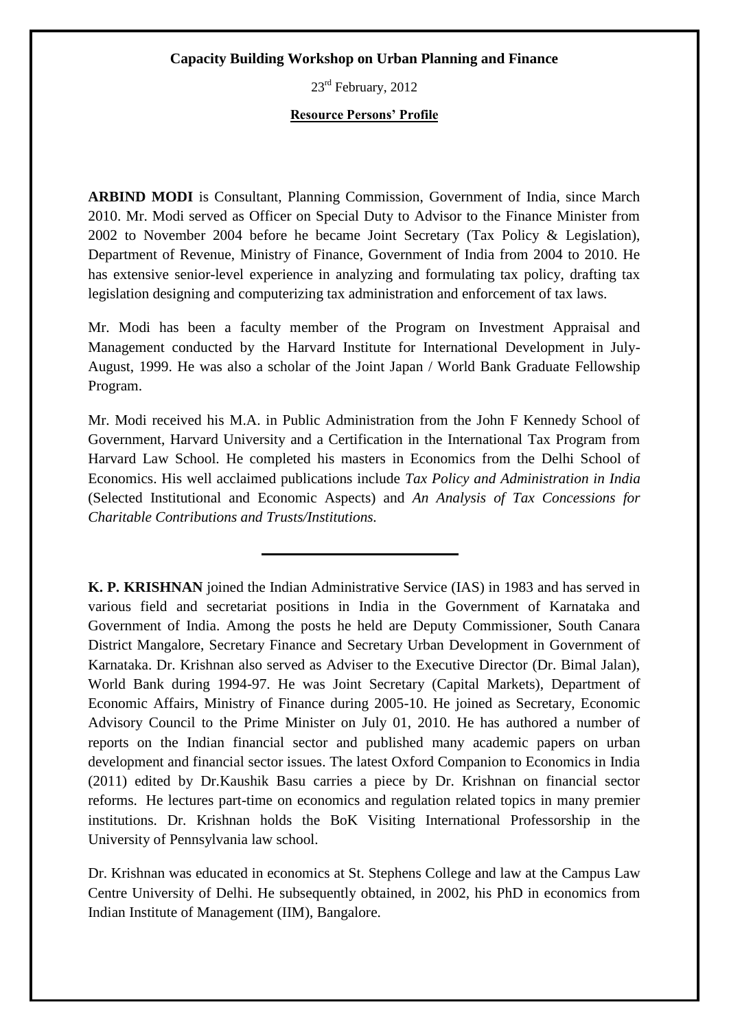**Capacity Building Workshop on Urban Planning and Finance**

23rd February, 2012

**Resource Persons' Profile**

**ARBIND MODI** is Consultant, Planning Commission, Government of India, since March 2010. Mr. Modi served as Officer on Special Duty to Advisor to the Finance Minister from 2002 to November 2004 before he became Joint Secretary (Tax Policy & Legislation), Department of Revenue, Ministry of Finance, Government of India from 2004 to 2010. He has extensive senior-level experience in analyzing and formulating tax policy, drafting tax legislation designing and computerizing tax administration and enforcement of tax laws.

Mr. Modi has been a faculty member of the Program on Investment Appraisal and Management conducted by the Harvard Institute for International Development in July-August, 1999. He was also a scholar of the Joint Japan / World Bank Graduate Fellowship Program.

Mr. Modi received his M.A. in Public Administration from the John F Kennedy School of Government, Harvard University and a Certification in the International Tax Program from Harvard Law School. He completed his masters in Economics from the Delhi School of Economics. His well acclaimed publications include *Tax Policy and Administration in India* (Selected Institutional and Economic Aspects) and *An Analysis of Tax Concessions for Charitable Contributions and Trusts/Institutions.*

---

**K. P. KRISHNAN** joined the Indian Administrative Service (IAS) in 1983 and has served in various field and secretariat positions in India in the Government of Karnataka and Government of India. Among the posts he held are Deputy Commissioner, South Canara District Mangalore, Secretary Finance and Secretary Urban Development in Government of Karnataka. Dr. Krishnan also served as Adviser to the Executive Director (Dr. Bimal Jalan), World Bank during 1994-97. He was Joint Secretary (Capital Markets), Department of Economic Affairs, Ministry of Finance during 2005-10. He joined as Secretary, Economic Advisory Council to the Prime Minister on July 01, 2010. He has authored a number of reports on the Indian financial sector and published many academic papers on urban development and financial sector issues. The latest Oxford Companion to Economics in India (2011) edited by Dr.Kaushik Basu carries a piece by Dr. Krishnan on financial sector reforms. He lectures part-time on economics and regulation related topics in many premier institutions. Dr. Krishnan holds the BoK Visiting International Professorship in the University of Pennsylvania law school.

Dr. Krishnan was educated in economics at St. Stephens College and law at the Campus Law Centre University of Delhi. He subsequently obtained, in 2002, his PhD in economics from Indian Institute of Management (IIM), Bangalore.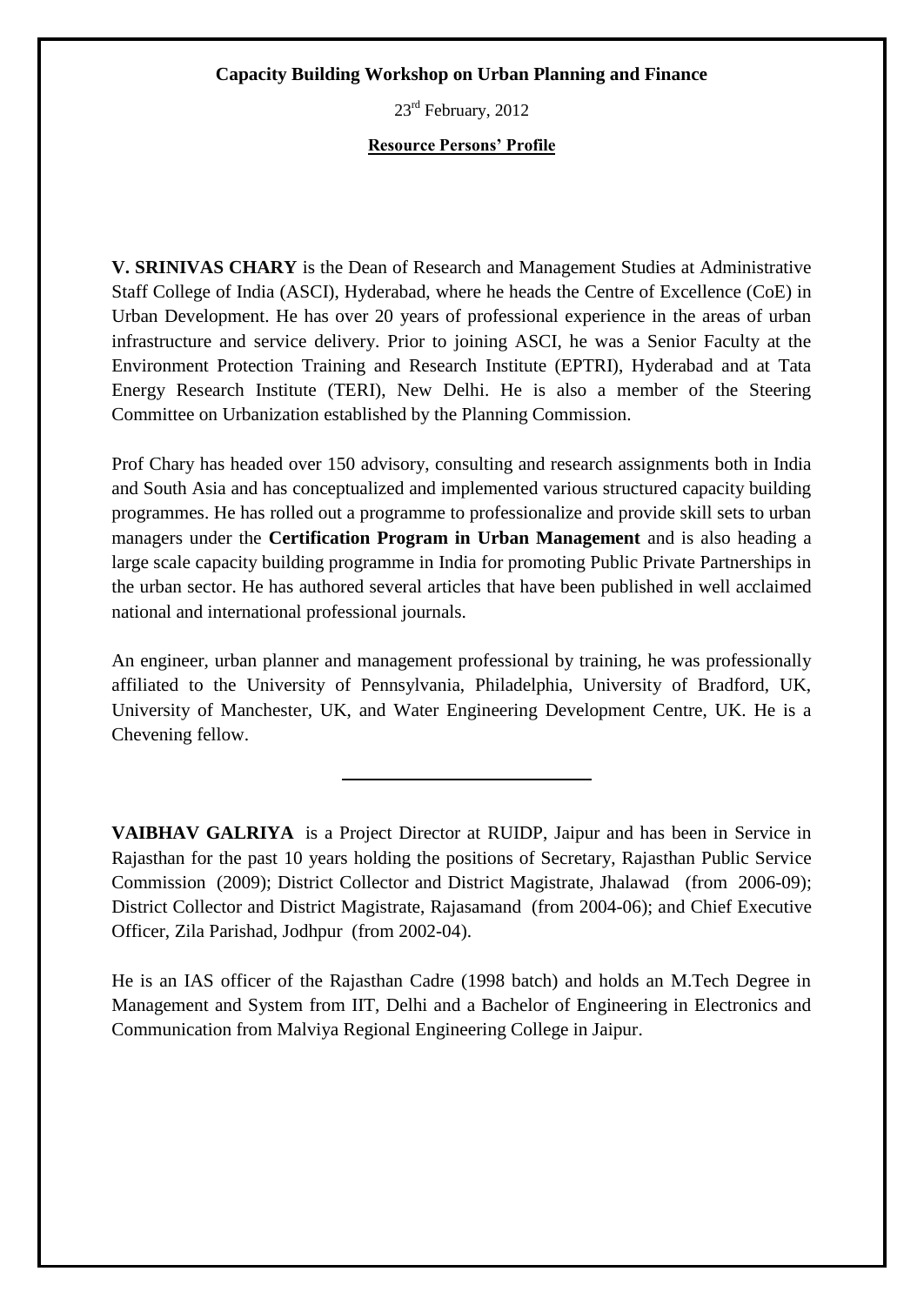**Capacity Building Workshop on Urban Planning and Finance**

23rd February, 2012

**Resource Persons' Profile**

**V. SRINIVAS CHARY** is the Dean of Research and Management Studies at Administrative Staff College of India (ASCI), Hyderabad, where he heads the Centre of Excellence (CoE) in Urban Development. He has over 20 years of professional experience in the areas of urban infrastructure and service delivery. Prior to joining ASCI, he was a Senior Faculty at the Environment Protection Training and Research Institute (EPTRI), Hyderabad and at Tata Energy Research Institute (TERI), New Delhi. He is also a member of the Steering Committee on Urbanization established by the Planning Commission.

Prof Chary has headed over 150 advisory, consulting and research assignments both in India and South Asia and has conceptualized and implemented various structured capacity building programmes. He has rolled out a programme to professionalize and provide skill sets to urban managers under the **Certification Program in Urban Management** and is also heading a large scale capacity building programme in India for promoting Public Private Partnerships in the urban sector. He has authored several articles that have been published in well acclaimed national and international professional journals.

An engineer, urban planner and management professional by training, he was professionally affiliated to the University of Pennsylvania, Philadelphia, University of Bradford, UK, University of Manchester, UK, and Water Engineering Development Centre, UK. He is a Chevening fellow.

---

**VAIBHAV GALRIYA** is a Project Director at RUIDP, Jaipur and has been in Service in Rajasthan for the past 10 years holding the positions of Secretary, Rajasthan Public Service Commission (2009); District Collector and District Magistrate, Jhalawad (from 2006-09); District Collector and District Magistrate, Rajasamand (from 2004-06); and Chief Executive Officer, Zila Parishad, Jodhpur (from 2002-04).

He is an IAS officer of the Rajasthan Cadre (1998 batch) and holds an M.Tech Degree in Management and System from IIT, Delhi and a Bachelor of Engineering in Electronics and Communication from Malviya Regional Engineering College in Jaipur.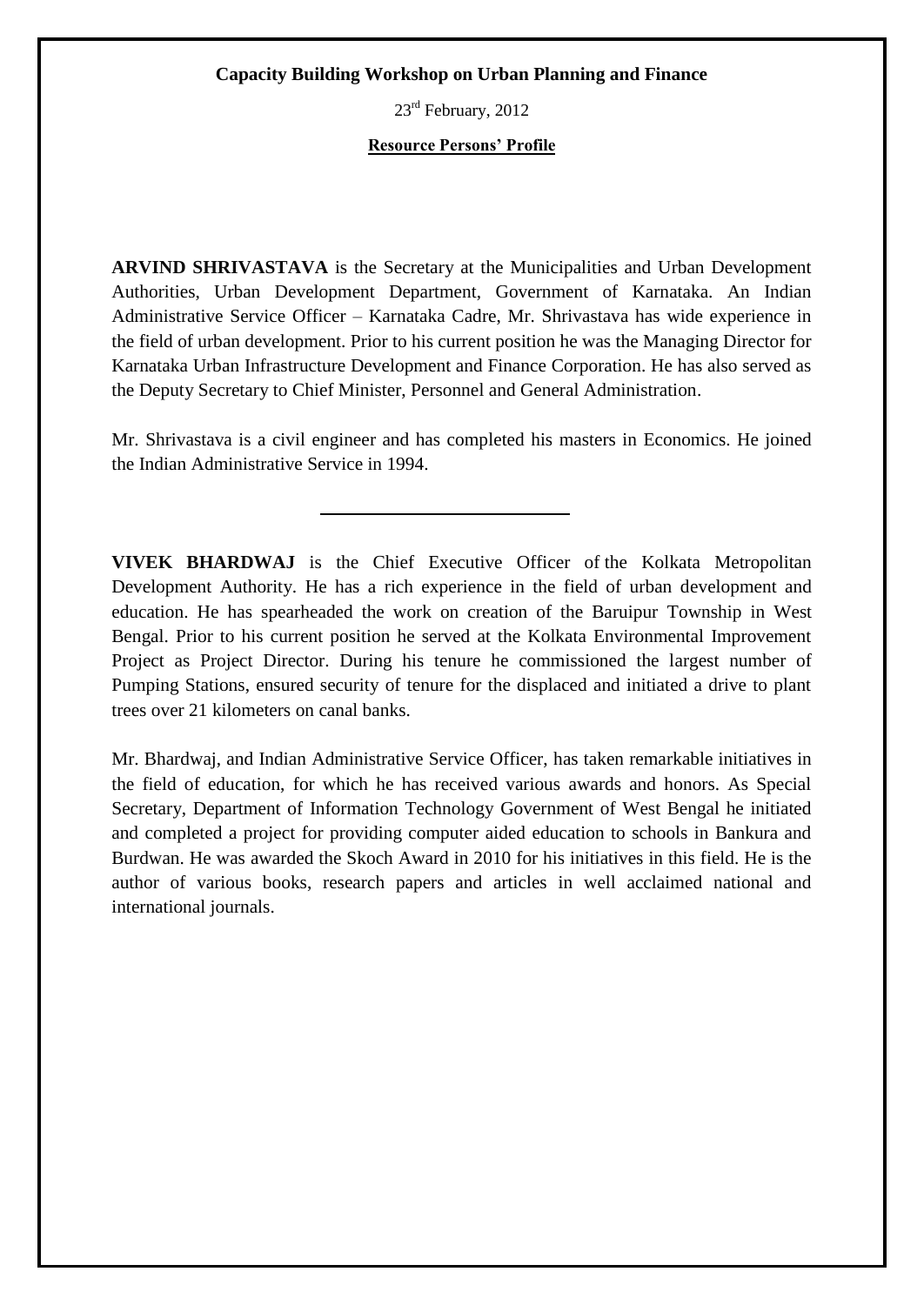**Capacity Building Workshop on Urban Planning and Finance**

23rd February, 2012

**Resource Persons' Profile**

**ARVIND SHRIVASTAVA** is the Secretary at the Municipalities and Urban Development Authorities, Urban Development Department, Government of Karnataka. An Indian Administrative Service Officer – Karnataka Cadre, Mr. Shrivastava has wide experience in the field of urban development. Prior to his current position he was the Managing Director for Karnataka Urban Infrastructure Development and Finance Corporation. He has also served as the Deputy Secretary to Chief Minister, Personnel and General Administration.

Mr. Shrivastava is a civil engineer and has completed his masters in Economics. He joined the Indian Administrative Service in 1994.

---

**VIVEK BHARDWAJ** is the Chief Executive Officer of the Kolkata Metropolitan Development Authority. He has a rich experience in the field of urban development and education. He has spearheaded the work on creation of the Baruipur Township in West Bengal. Prior to his current position he served at the Kolkata Environmental Improvement Project as Project Director. During his tenure he commissioned the largest number of Pumping Stations, ensured security of tenure for the displaced and initiated a drive to plant trees over 21 kilometers on canal banks.

Mr. Bhardwaj, and Indian Administrative Service Officer, has taken remarkable initiatives in the field of education, for which he has received various awards and honors. As Special Secretary, Department of Information Technology Government of West Bengal he initiated and completed a project for providing computer aided education to schools in Bankura and Burdwan. He was awarded the Skoch Award in 2010 for his initiatives in this field. He is the author of various books, research papers and articles in well acclaimed national and international journals.